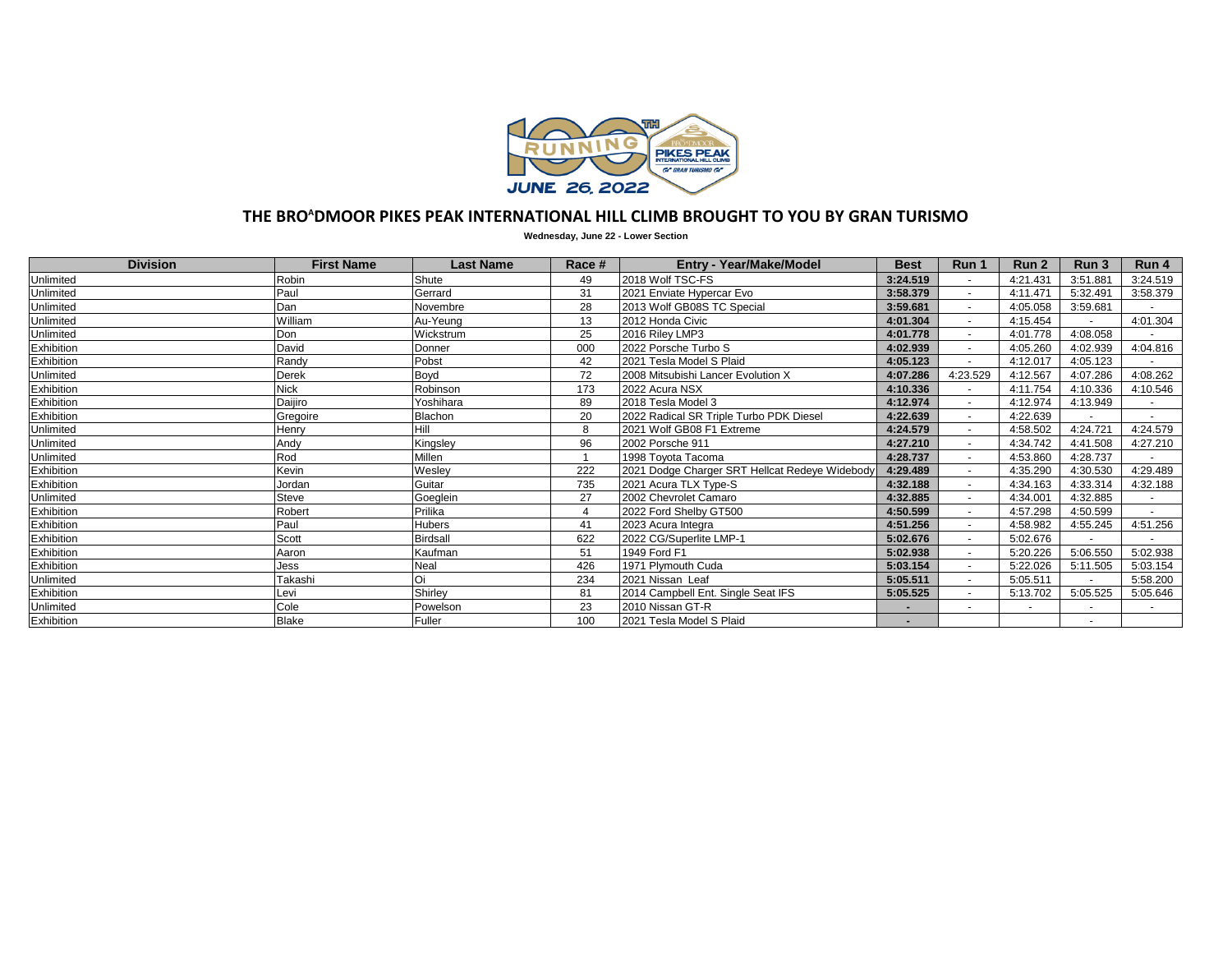# THE BROADMOOR PIKES PEAK INTERNATIONAL HILL CLIMB BROUGHT TO YOU BY GRAN TURISMO

**Wednesday, June 22 - Lower Section**

| Division | First Name | Last Name | Race # | Entry - Year/Make/Model | Best | Run 1 | Run 2 | Run 3 | Run 4 |
|---|---|---|---|---|---|---|---|---|---|
| Unlimited | Robin | Shute | 49 | 2018 Wolf TSC-FS | **3:24.519** | - | 4:21.431 | 3:51.881 | 3:24.519 |
| Unlimited | Paul | Gerrard | 31 | 2021 Enviate Hypercar Evo | **3:58.379** | - | 4:11.471 | 5:32.491 | 3:58.379 |
| Unlimited | Dan | Novembre | 28 | 2013 Wolf GB08S TC Special | **3:59.681** | - | 4:05.058 | 3:59.681 | - |
| Unlimited | William | Au-Yeung | 13 | 2012 Honda Civic | **4:01.304** | - | 4:15.454 | - | 4:01.304 |
| Unlimited | Don | Wickstrum | 25 | 2016 Riley LMP3 | **4:01.778** | - | 4:01.778 | 4:08.058 | - |
| Exhibition | David | Donner | 000 | 2022 Porsche Turbo S | **4:02.939** | - | 4:05.260 | 4:02.939 | 4:04.816 |
| Exhibition | Randy | Pobst | 42 | 2021 Tesla Model S Plaid | **4:05.123** | - | 4:12.017 | 4:05.123 | - |
| Unlimited | Derek | Boyd | 72 | 2008 Mitsubishi Lancer Evolution X | **4:07.286** | 4:23.529 | 4:12.567 | 4:07.286 | 4:08.262 |
| Exhibition | Nick | Robinson | 173 | 2022 Acura NSX | **4:10.336** | - | 4:11.754 | 4:10.336 | 4:10.546 |
| Exhibition | Daijiro | Yoshihara | 89 | 2018 Tesla Model 3 | **4:12.974** | - | 4:12.974 | 4:13.949 | - |
| Exhibition | Gregoire | Blachon | 20 | 2022 Radical SR Triple Turbo PDK Diesel | **4:22.639** | - | 4:22.639 | - | - |
| Unlimited | Henry | Hill | 8 | 2021 Wolf GB08 F1 Extreme | **4:24.579** | - | 4:58.502 | 4:24.721 | 4:24.579 |
| Unlimited | Andy | Kingsley | 96 | 2002 Porsche 911 | **4:27.210** | - | 4:34.742 | 4:41.508 | 4:27.210 |
| Unlimited | Rod | Millen | 1 | 1998 Toyota Tacoma | **4:28.737** | - | 4:53.860 | 4:28.737 | - |
| Exhibition | Kevin | Wesley | 222 | 2021 Dodge Charger SRT Hellcat Redeye Widebody | **4:29.489** | - | 4:35.290 | 4:30.530 | 4:29.489 |
| Exhibition | Jordan | Guitar | 735 | 2021 Acura TLX Type-S | **4:32.188** | - | 4:34.163 | 4:33.314 | 4:32.188 |
| Unlimited | Steve | Goeglein | 27 | 2002 Chevrolet Camaro | **4:32.885** | - | 4:34.001 | 4:32.885 | - |
| Exhibition | Robert | Prilika | 4 | 2022 Ford Shelby GT500 | **4:50.599** | - | 4:57.298 | 4:50.599 | - |
| Exhibition | Paul | Hubers | 41 | 2023 Acura Integra | **4:51.256** | - | 4:58.982 | 4:55.245 | 4:51.256 |
| Exhibition | Scott | Birdsall | 622 | 2022 CG/Superlite LMP-1 | **5:02.676** | - | 5:02.676 | - | - |
| Exhibition | Aaron | Kaufman | 51 | 1949 Ford F1 | **5:02.938** | - | 5:20.226 | 5:06.550 | 5:02.938 |
| Exhibition | Jess | Neal | 426 | 1971 Plymouth Cuda | **5:03.154** | - | 5:22.026 | 5:11.505 | 5:03.154 |
| Unlimited | Takashi | Oi | 234 | 2021 Nissan Leaf | **5:05.511** | - | 5:05.511 | - | 5:58.200 |
| Exhibition | Levi | Shirley | 81 | 2014 Campbell Ent. Single Seat IFS | **5:05.525** | - | 5:13.702 | 5:05.525 | 5:05.646 |
| Unlimited | Cole | Powelson | 23 | 2010 Nissan GT-R | **-** | - | - | - | - |
| Exhibition | Blake | Fuller | 100 | 2021 Tesla Model S Plaid | **-** | | | - | |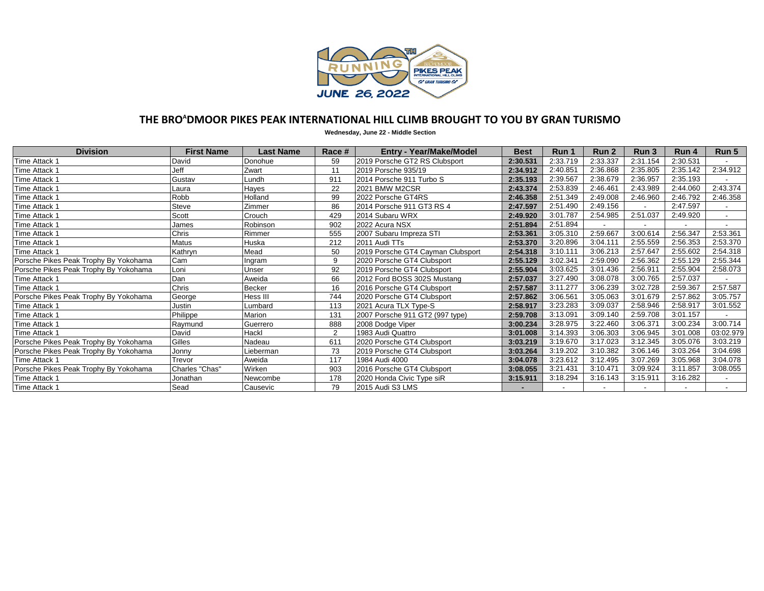# THE BROADMOOR PIKES PEAK INTERNATIONAL HILL CLIMB BROUGHT TO YOU BY GRAN TURISMO

**Wednesday, June 22 - Middle Section**

| Division | First Name | Last Name | Race # | Entry - Year/Make/Model | Best | Run 1 | Run 2 | Run 3 | Run 4 | Run 5 |
|---|---|---|---|---|---|---|---|---|---|---|
| Time Attack 1 | David | Donohue | 59 | 2019 Porsche GT2 RS Clubsport | **2:30.531** | 2:33.719 | 2:33.337 | 2:31.154 | 2:30.531 | - |
| Time Attack 1 | Jeff | Zwart | 11 | 2019 Porsche 935/19 | **2:34.912** | 2:40.851 | 2:36.868 | 2:35.805 | 2:35.142 | 2:34.912 |
| Time Attack 1 | Gustav | Lundh | 911 | 2014 Porsche 911 Turbo S | **2:35.193** | 2:39.567 | 2:38.679 | 2:36.957 | 2:35.193 | - |
| Time Attack 1 | Laura | Hayes | 22 | 2021 BMW M2CSR | **2:43.374** | 2:53.839 | 2:46.461 | 2:43.989 | 2:44.060 | 2:43.374 |
| Time Attack 1 | Robb | Holland | 99 | 2022 Porsche GT4RS | **2:46.358** | 2:51.349 | 2:49.008 | 2:46.960 | 2:46.792 | 2:46.358 |
| Time Attack 1 | Steve | Zimmer | 86 | 2014 Porsche 911 GT3 RS 4 | **2:47.597** | 2:51.490 | 2:49.156 | - | 2:47.597 | - |
| Time Attack 1 | Scott | Crouch | 429 | 2014 Subaru WRX | **2:49.920** | 3:01.787 | 2:54.985 | 2:51.037 | 2:49.920 | - |
| Time Attack 1 | James | Robinson | 902 | 2022 Acura NSX | **2:51.894** | 2:51.894 | - | - | - | - |
| Time Attack 1 | Chris | Rimmer | 555 | 2007 Subaru Impreza STI | **2:53.361** | 3:05.310 | 2:59.667 | 3:00.614 | 2:56.347 | 2:53.361 |
| Time Attack 1 | Matus | Huska | 212 | 2011 Audi TTs | **2:53.370** | 3:20.896 | 3:04.111 | 2:55.559 | 2:56.353 | 2:53.370 |
| Time Attack 1 | Kathryn | Mead | 50 | 2019 Porsche GT4 Cayman Clubsport | **2:54.318** | 3:10.111 | 3:06.213 | 2:57.647 | 2:55.602 | 2:54.318 |
| Porsche Pikes Peak Trophy By Yokohama | Cam | Ingram | 9 | 2020 Porsche GT4 Clubsport | **2:55.129** | 3:02.341 | 2:59.090 | 2:56.362 | 2:55.129 | 2:55.344 |
| Porsche Pikes Peak Trophy By Yokohama | Loni | Unser | 92 | 2019 Porsche GT4 Clubsport | **2:55.904** | 3:03.625 | 3:01.436 | 2:56.911 | 2:55.904 | 2:58.073 |
| Time Attack 1 | Dan | Aweida | 66 | 2012 Ford BOSS 302S Mustang | **2:57.037** | 3:27.490 | 3:08.078 | 3:00.765 | 2:57.037 | - |
| Time Attack 1 | Chris | Becker | 16 | 2016 Porsche GT4 Clubsport | **2:57.587** | 3:11.277 | 3:06.239 | 3:02.728 | 2:59.367 | 2:57.587 |
| Porsche Pikes Peak Trophy By Yokohama | George | Hess III | 744 | 2020 Porsche GT4 Clubsport | **2:57.862** | 3:06.561 | 3:05.063 | 3:01.679 | 2:57.862 | 3:05.757 |
| Time Attack 1 | Justin | Lumbard | 113 | 2021 Acura TLX Type-S | **2:58.917** | 3:23.283 | 3:09.037 | 2:58.946 | 2:58.917 | 3:01.552 |
| Time Attack 1 | Philippe | Marion | 131 | 2007 Porsche 911 GT2 (997 type) | **2:59.708** | 3:13.091 | 3:09.140 | 2:59.708 | 3:01.157 | - |
| Time Attack 1 | Raymund | Guerrero | 888 | 2008 Dodge Viper | **3:00.234** | 3:28.975 | 3:22.460 | 3:06.371 | 3:00.234 | 3:00.714 |
| Time Attack 1 | David | Hackl | 2 | 1983 Audi Quattro | **3:01.008** | 3:14.393 | 3:06.303 | 3:06.945 | 3:01.008 | 03:02.979 |
| Porsche Pikes Peak Trophy By Yokohama | Gilles | Nadeau | 611 | 2020 Porsche GT4 Clubsport | **3:03.219** | 3:19.670 | 3:17.023 | 3:12.345 | 3:05.076 | 3:03.219 |
| Porsche Pikes Peak Trophy By Yokohama | Jonny | Lieberman | 73 | 2019 Porsche GT4 Clubsport | **3:03.264** | 3:19.202 | 3:10.382 | 3:06.146 | 3:03.264 | 3:04.698 |
| Time Attack 1 | Trevor | Aweida | 117 | 1984 Audi 4000 | **3:04.078** | 3:23.612 | 3:12.495 | 3:07.269 | 3:05.968 | 3:04.078 |
| Porsche Pikes Peak Trophy By Yokohama | Charles "Chas" | Wirken | 903 | 2016 Porsche GT4 Clubsport | **3:08.055** | 3:21.431 | 3:10.471 | 3:09.924 | 3:11.857 | 3:08.055 |
| Time Attack 1 | Jonathan | Newcombe | 178 | 2020 Honda Civic Type siR | **3:15.911** | 3:18.294 | 3:16.143 | 3:15.911 | 3:16.282 | - |
| Time Attack 1 | Sead | Causevic | 79 | 2015 Audi S3 LMS | **-** | - | - | - | - | - |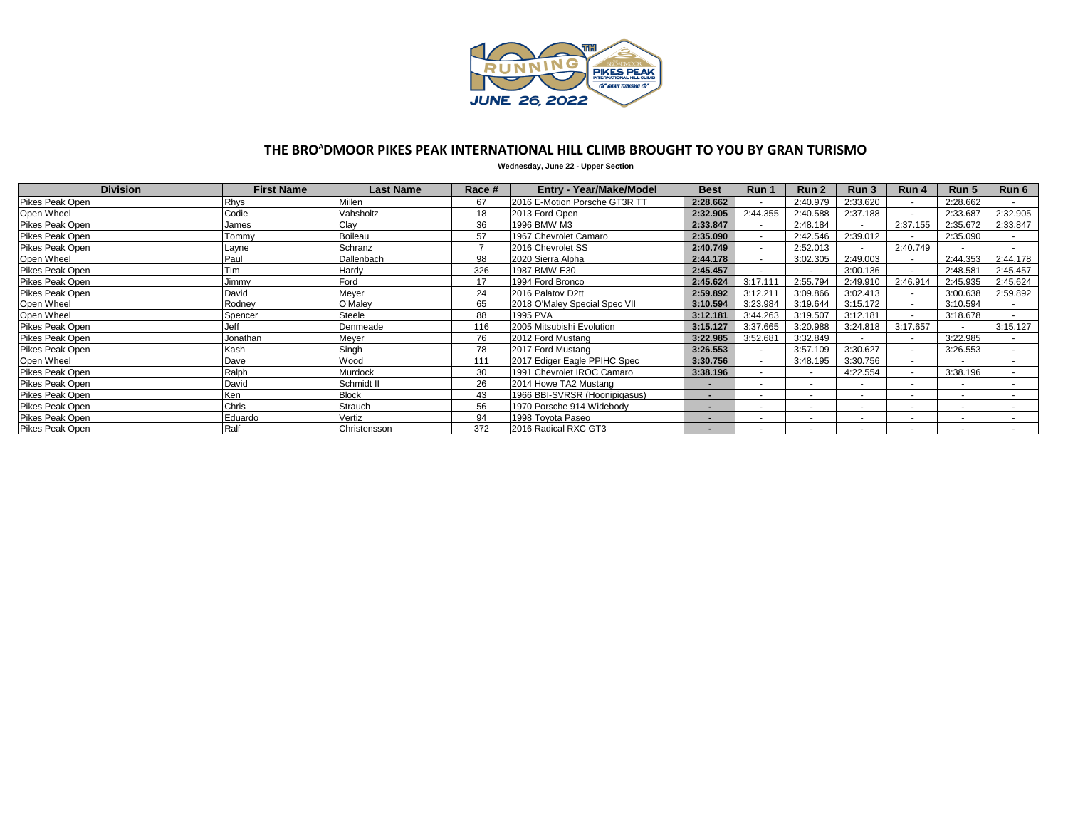## THE BROADMOOR PIKES PEAK INTERNATIONAL HILL CLIMB BROUGHT TO YOU BY GRAN TURISMO

**Wednesday, June 22 - Upper Section**

| Division | First Name | Last Name | Race # | Entry - Year/Make/Model | Best | Run 1 | Run 2 | Run 3 | Run 4 | Run 5 | Run 6 |
|---|---|---|---|---|---|---|---|---|---|---|---|
| Pikes Peak Open | Rhys | Millen | 67 | 2016 E-Motion Porsche GT3R TT | **2:28.662** | - | 2:40.979 | 2:33.620 | - | 2:28.662 | - |
| Open Wheel | Codie | Vahsholtz | 18 | 2013 Ford Open | **2:32.905** | 2:44.355 | 2:40.588 | 2:37.188 | - | 2:33.687 | 2:32.905 |
| Pikes Peak Open | James | Clay | 36 | 1996 BMW M3 | **2:33.847** | - | 2:48.184 | - | 2:37.155 | 2:35.672 | 2:33.847 |
| Pikes Peak Open | Tommy | Boileau | 57 | 1967 Chevrolet Camaro | **2:35.090** | - | 2:42.546 | 2:39.012 | - | 2:35.090 | - |
| Pikes Peak Open | Layne | Schranz | 7 | 2016 Chevrolet SS | **2:40.749** | - | 2:52.013 | - | 2:40.749 | - | - |
| Open Wheel | Paul | Dallenbach | 98 | 2020 Sierra Alpha | **2:44.178** | - | 3:02.305 | 2:49.003 | - | 2:44.353 | 2:44.178 |
| Pikes Peak Open | Tim | Hardy | 326 | 1987 BMW E30 | **2:45.457** | - | - | 3:00.136 | - | 2:48.581 | 2:45.457 |
| Pikes Peak Open | Jimmy | Ford | 17 | 1994 Ford Bronco | **2:45.624** | 3:17.111 | 2:55.794 | 2:49.910 | 2:46.914 | 2:45.935 | 2:45.624 |
| Pikes Peak Open | David | Meyer | 24 | 2016 Palatov D2tt | **2:59.892** | 3:12.211 | 3:09.866 | 3:02.413 | - | 3:00.638 | 2:59.892 |
| Open Wheel | Rodney | O'Maley | 65 | 2018 O'Maley Special Spec VII | **3:10.594** | 3:23.984 | 3:19.644 | 3:15.172 | - | 3:10.594 | - |
| Open Wheel | Spencer | Steele | 88 | 1995 PVA | **3:12.181** | 3:44.263 | 3:19.507 | 3:12.181 | - | 3:18.678 | - |
| Pikes Peak Open | Jeff | Denmeade | 116 | 2005 Mitsubishi Evolution | **3:15.127** | 3:37.665 | 3:20.988 | 3:24.818 | 3:17.657 | - | 3:15.127 |
| Pikes Peak Open | Jonathan | Meyer | 76 | 2012 Ford Mustang | **3:22.985** | 3:52.681 | 3:32.849 | - | - | 3:22.985 | - |
| Pikes Peak Open | Kash | Singh | 78 | 2017 Ford Mustang | **3:26.553** | - | 3:57.109 | 3:30.627 | - | 3:26.553 | - |
| Open Wheel | Dave | Wood | 111 | 2017 Ediger Eagle PPIHC Spec | **3:30.756** | - | 3:48.195 | 3:30.756 | - | - | - |
| Pikes Peak Open | Ralph | Murdock | 30 | 1991 Chevrolet IROC Camaro | **3:38.196** | - | - | 4:22.554 | - | 3:38.196 | - |
| Pikes Peak Open | David | Schmidt II | 26 | 2014 Howe TA2 Mustang | **-** | - | - | - | - | - | - |
| Pikes Peak Open | Ken | Block | 43 | 1966 BBI-SVRSR (Hoonipigasus) | **-** | - | - | - | - | - | - |
| Pikes Peak Open | Chris | Strauch | 56 | 1970 Porsche 914 Widebody | **-** | - | - | - | - | - | - |
| Pikes Peak Open | Eduardo | Vertiz | 94 | 1998 Toyota Paseo | **-** | - | - | - | - | - | - |
| Pikes Peak Open | Ralf | Christensson | 372 | 2016 Radical RXC GT3 | **-** | - | - | - | - | - | - |